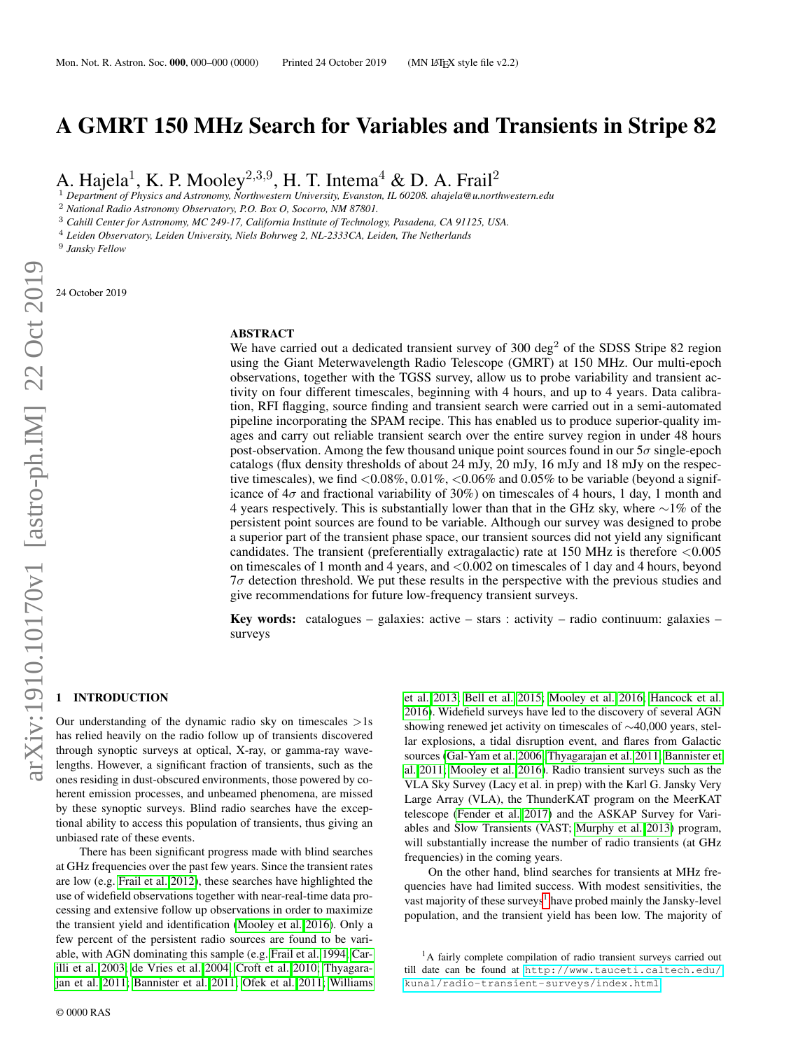# A GMRT 150 MHz Search for Variables and Transients in Stripe 82

A. Hajela[1], K. P. Mooley[2,3,9], H. T. Intema[4] & D. A. Frail[2]

[1] *Department of Physics and Astronomy, Northwestern University, Evanston, IL 60208. ahajela@u.northwestern.edu*
[2] *National Radio Astronomy Observatory, P.O. Box O, Socorro, NM 87801.*
[3] *Cahill Center for Astronomy, MC 249-17, California Institute of Technology, Pasadena, CA 91125, USA.*
[4] *Leiden Observatory, Leiden University, Niels Bohrweg 2, NL-2333CA, Leiden, The Netherlands*
[9] *Jansky Fellow*

24 October 2019

## ABSTRACT

We have carried out a dedicated transient survey of 300 deg$^2$ of the SDSS Stripe 82 region using the Giant Meterwavelength Radio Telescope (GMRT) at 150 MHz. Our multi-epoch observations, together with the TGSS survey, allow us to probe variability and transient activity on four different timescales, beginning with 4 hours, and up to 4 years. Data calibration, RFI flagging, source finding and transient search were carried out in a semi-automated pipeline incorporating the SPAM recipe. This has enabled us to produce superior-quality images and carry out reliable transient search over the entire survey region in under 48 hours post-observation. Among the few thousand unique point sources found in our 5$\sigma$ single-epoch catalogs (flux density thresholds of about 24 mJy, 20 mJy, 16 mJy and 18 mJy on the respective timescales), we find <0.08%, 0.01%, <0.06% and 0.05% to be variable (beyond a significance of 4$\sigma$ and fractional variability of 30%) on timescales of 4 hours, 1 day, 1 month and 4 years respectively. This is substantially lower than that in the GHz sky, where $\sim$1% of the persistent point sources are found to be variable. Although our survey was designed to probe a superior part of the transient phase space, our transient sources did not yield any significant candidates. The transient (preferentially extragalactic) rate at 150 MHz is therefore <0.005 on timescales of 1 month and 4 years, and <0.002 on timescales of 1 day and 4 hours, beyond 7$\sigma$ detection threshold. We put these results in the perspective with the previous studies and give recommendations for future low-frequency transient surveys.

**Key words:** catalogues – galaxies: active – stars : activity – radio continuum: galaxies – surveys

## 1 INTRODUCTION

Our understanding of the dynamic radio sky on timescales >1s has relied heavily on the radio follow up of transients discovered through synoptic surveys at optical, X-ray, or gamma-ray wavelengths. However, a significant fraction of transients, such as the ones residing in dust-obscured environments, those powered by coherent emission processes, and unbeamed phenomena, are missed by these synoptic surveys. Blind radio searches have the exceptional ability to access this population of transients, thus giving an unbiased rate of these events.

There has been significant progress made with blind searches at GHz frequencies over the past few years. Since the transient rates are low (e.g. Frail et al. 2012), these searches have highlighted the use of widefield observations together with near-real-time data processing and extensive follow up observations in order to maximize the transient yield and identification (Mooley et al. 2016). Only a few percent of the persistent radio sources are found to be variable, with AGN dominating this sample (e.g. Frail et al. 1994; Carilli et al. 2003; de Vries et al. 2004; Croft et al. 2010; Thyagarajan et al. 2011; Bannister et al. 2011; Ofek et al. 2011; Williams et al. 2013; Bell et al. 2015; Mooley et al. 2016; Hancock et al. 2016). Widefield surveys have led to the discovery of several AGN showing renewed jet activity on timescales of $\sim$40,000 years, stellar explosions, a tidal disruption event, and flares from Galactic sources (Gal-Yam et al. 2006; Thyagarajan et al. 2011; Bannister et al. 2011; Mooley et al. 2016). Radio transient surveys such as the VLA Sky Survey (Lacy et al. in prep) with the Karl G. Jansky Very Large Array (VLA), the ThunderKAT program on the MeerKAT telescope (Fender et al. 2017) and the ASKAP Survey for Variables and Slow Transients (VAST; Murphy et al. 2013) program, will substantially increase the number of radio transients (at GHz frequencies) in the coming years.

On the other hand, blind searches for transients at MHz frequencies have had limited success. With modest sensitivities, the vast majority of these surveys[1] have probed mainly the Jansky-level population, and the transient yield has been low. The majority of

[1] A fairly complete compilation of radio transient surveys carried out till date can be found at http://www.tauceti.caltech.edu/kunal/radio-transient-surveys/index.html

© 0000 RAS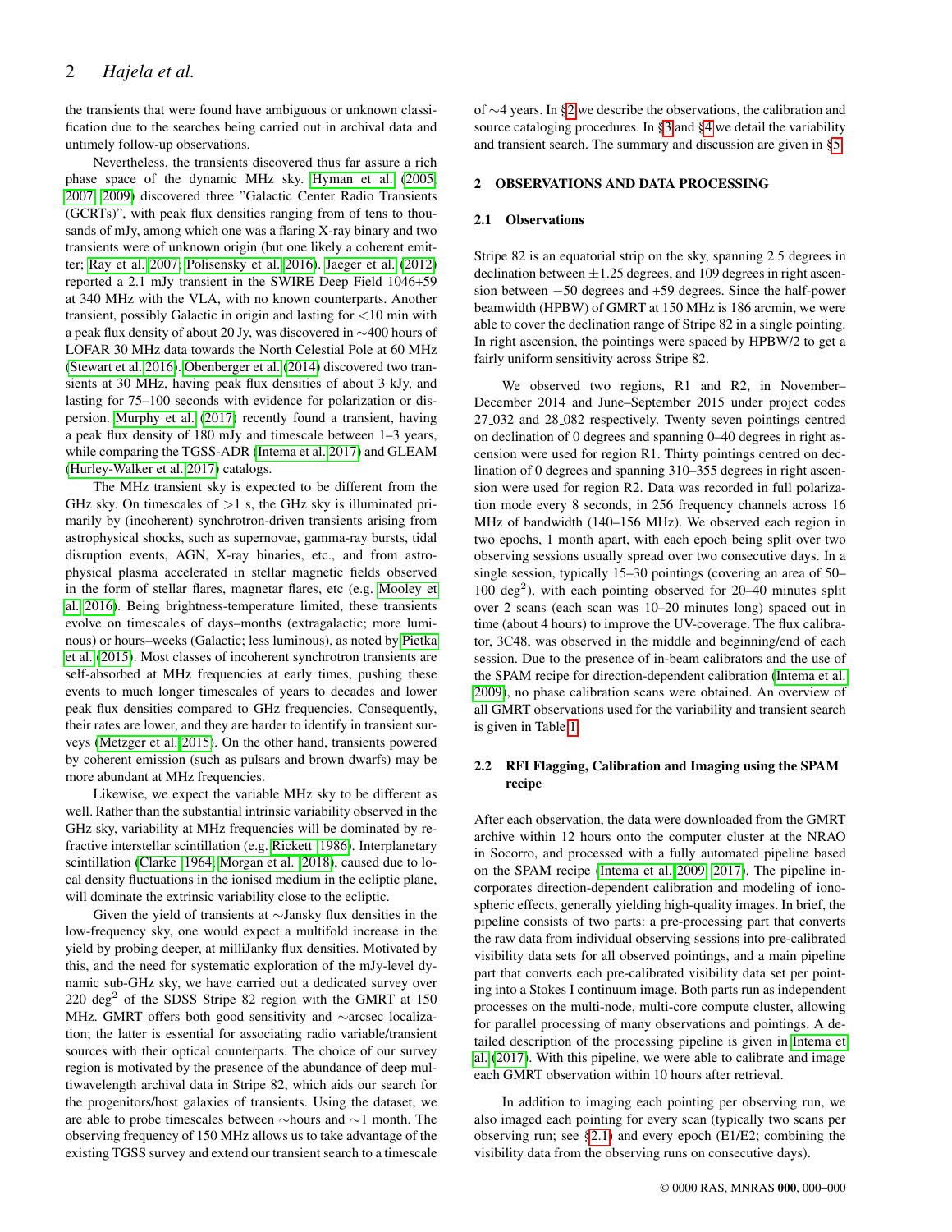the transients that were found have ambiguous or unknown classification due to the searches being carried out in archival data and untimely follow-up observations.

Nevertheless, the transients discovered thus far assure a rich phase space of the dynamic MHz sky. Hyman et al. (2005, 2007, 2009) discovered three "Galactic Center Radio Transients (GCRTs)", with peak flux densities ranging from of tens to thousands of mJy, among which one was a flaring X-ray binary and two transients were of unknown origin (but one likely a coherent emitter; Ray et al. 2007; Polisensky et al. 2016). Jaeger et al. (2012) reported a 2.1 mJy transient in the SWIRE Deep Field 1046+59 at 340 MHz with the VLA, with no known counterparts. Another transient, possibly Galactic in origin and lasting for <10 min with a peak flux density of about 20 Jy, was discovered in ∼400 hours of LOFAR 30 MHz data towards the North Celestial Pole at 60 MHz (Stewart et al. 2016). Obenberger et al. (2014) discovered two transients at 30 MHz, having peak flux densities of about 3 kJy, and lasting for 75–100 seconds with evidence for polarization or dispersion. Murphy et al. (2017) recently found a transient, having a peak flux density of 180 mJy and timescale between 1–3 years, while comparing the TGSS-ADR (Intema et al. 2017) and GLEAM (Hurley-Walker et al. 2017) catalogs.

The MHz transient sky is expected to be different from the GHz sky. On timescales of >1 s, the GHz sky is illuminated primarily by (incoherent) synchrotron-driven transients arising from astrophysical shocks, such as supernovae, gamma-ray bursts, tidal disruption events, AGN, X-ray binaries, etc., and from astrophysical plasma accelerated in stellar magnetic fields observed in the form of stellar flares, magnetar flares, etc (e.g. Mooley et al. 2016). Being brightness-temperature limited, these transients evolve on timescales of days–months (extragalactic; more luminous) or hours–weeks (Galactic; less luminous), as noted by Pietka et al. (2015). Most classes of incoherent synchrotron transients are self-absorbed at MHz frequencies at early times, pushing these events to much longer timescales of years to decades and lower peak flux densities compared to GHz frequencies. Consequently, their rates are lower, and they are harder to identify in transient surveys (Metzger et al. 2015). On the other hand, transients powered by coherent emission (such as pulsars and brown dwarfs) may be more abundant at MHz frequencies.

Likewise, we expect the variable MHz sky to be different as well. Rather than the substantial intrinsic variability observed in the GHz sky, variability at MHz frequencies will be dominated by refractive interstellar scintillation (e.g. Rickett 1986). Interplanetary scintillation (Clarke 1964; Morgan et al. 2018), caused due to local density fluctuations in the ionised medium in the ecliptic plane, will dominate the extrinsic variability close to the ecliptic.

Given the yield of transients at ∼Jansky flux densities in the low-frequency sky, one would expect a multifold increase in the yield by probing deeper, at milliJanky flux densities. Motivated by this, and the need for systematic exploration of the mJy-level dynamic sub-GHz sky, we have carried out a dedicated survey over 220 deg$^2$ of the SDSS Stripe 82 region with the GMRT at 150 MHz. GMRT offers both good sensitivity and ∼arcsec localization; the latter is essential for associating radio variable/transient sources with their optical counterparts. The choice of our survey region is motivated by the presence of the abundance of deep multiwavelength archival data in Stripe 82, which aids our search for the progenitors/host galaxies of transients. Using the dataset, we are able to probe timescales between ∼hours and ∼1 month. The observing frequency of 150 MHz allows us to take advantage of the existing TGSS survey and extend our transient search to a timescale of ∼4 years. In §2 we describe the observations, the calibration and source cataloging procedures. In §3 and §4 we detail the variability and transient search. The summary and discussion are given in §5.

## 2 OBSERVATIONS AND DATA PROCESSING

### 2.1 Observations

Stripe 82 is an equatorial strip on the sky, spanning 2.5 degrees in declination between ±1.25 degrees, and 109 degrees in right ascension between −50 degrees and +59 degrees. Since the half-power beamwidth (HPBW) of GMRT at 150 MHz is 186 arcmin, we were able to cover the declination range of Stripe 82 in a single pointing. In right ascension, the pointings were spaced by HPBW/2 to get a fairly uniform sensitivity across Stripe 82.

We observed two regions, R1 and R2, in November–December 2014 and June–September 2015 under project codes 27_032 and 28_082 respectively. Twenty seven pointings centred on declination of 0 degrees and spanning 0–40 degrees in right ascension were used for region R1. Thirty pointings centred on declination of 0 degrees and spanning 310–355 degrees in right ascension were used for region R2. Data was recorded in full polarization mode every 8 seconds, in 256 frequency channels across 16 MHz of bandwidth (140–156 MHz). We observed each region in two epochs, 1 month apart, with each epoch being split over two observing sessions usually spread over two consecutive days. In a single session, typically 15–30 pointings (covering an area of 50–100 deg$^2$), with each pointing observed for 20–40 minutes split over 2 scans (each scan was 10–20 minutes long) spaced out in time (about 4 hours) to improve the UV-coverage. The flux calibrator, 3C48, was observed in the middle and beginning/end of each session. Due to the presence of in-beam calibrators and the use of the SPAM recipe for direction-dependent calibration (Intema et al. 2009), no phase calibration scans were obtained. An overview of all GMRT observations used for the variability and transient search is given in Table 1.

### 2.2 RFI Flagging, Calibration and Imaging using the SPAM recipe

After each observation, the data were downloaded from the GMRT archive within 12 hours onto the computer cluster at the NRAO in Socorro, and processed with a fully automated pipeline based on the SPAM recipe (Intema et al. 2009, 2017). The pipeline incorporates direction-dependent calibration and modeling of ionospheric effects, generally yielding high-quality images. In brief, the pipeline consists of two parts: a pre-processing part that converts the raw data from individual observing sessions into pre-calibrated visibility data sets for all observed pointings, and a main pipeline part that converts each pre-calibrated visibility data set per pointing into a Stokes I continuum image. Both parts run as independent processes on the multi-node, multi-core compute cluster, allowing for parallel processing of many observations and pointings. A detailed description of the processing pipeline is given in Intema et al. (2017). With this pipeline, we were able to calibrate and image each GMRT observation within 10 hours after retrieval.

In addition to imaging each pointing per observing run, we also imaged each pointing for every scan (typically two scans per observing run; see §2.1) and every epoch (E1/E2; combining the visibility data from the observing runs on consecutive days).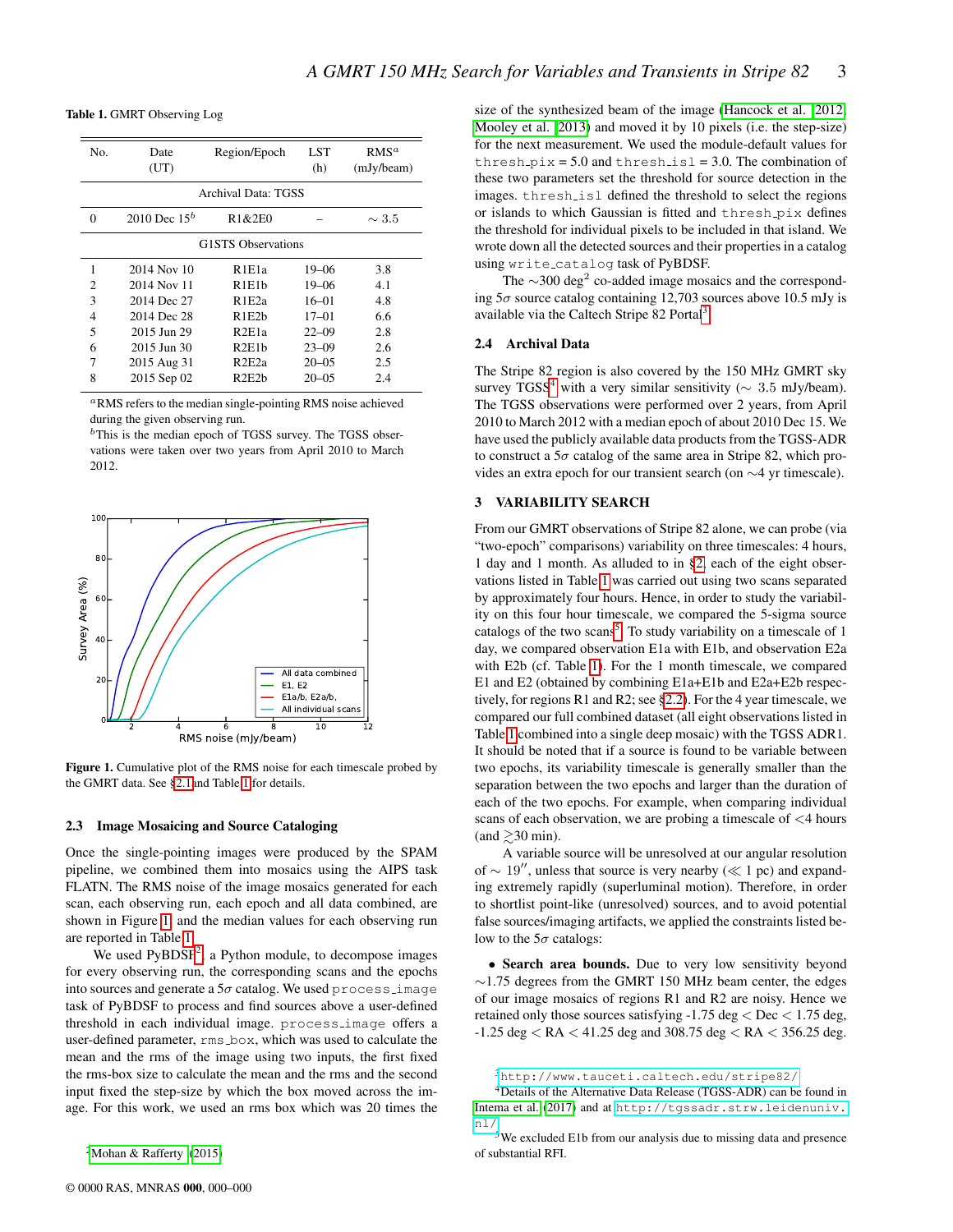**Table 1.** GMRT Observing Log

| No. | Date (UT) | Region/Epoch | LST (h) | RMS$^a$ (mJy/beam) |
|---|---|---|---|---|
| | | Archival Data: TGSS | | |
| 0 | 2010 Dec 15$^b$ | R1&2E0 | – | $\sim 3.5$ |
| | | G1STS Observations | | |
| 1 | 2014 Nov 10 | R1E1a | 19–06 | 3.8 |
| 2 | 2014 Nov 11 | R1E1b | 19–06 | 4.1 |
| 3 | 2014 Dec 27 | R1E2a | 16–01 | 4.8 |
| 4 | 2014 Dec 28 | R1E2b | 17–01 | 6.6 |
| 5 | 2015 Jun 29 | R2E1a | 22–09 | 2.8 |
| 6 | 2015 Jun 30 | R2E1b | 23–09 | 2.6 |
| 7 | 2015 Aug 31 | R2E2a | 20–05 | 2.5 |
| 8 | 2015 Sep 02 | R2E2b | 20–05 | 2.4 |

$^a$RMS refers to the median single-pointing RMS noise achieved during the given observing run.
$^b$This is the median epoch of TGSS survey. The TGSS observations were taken over two years from April 2010 to March 2012.

**Figure 1.** Cumulative plot of the RMS noise for each timescale probed by the GMRT data. See §2.1 and Table 1 for details.

### 2.3 Image Mosaicing and Source Cataloging

Once the single-pointing images were produced by the SPAM pipeline, we combined them into mosaics using the AIPS task FLATN. The RMS noise of the image mosaics generated for each scan, each observing run, each epoch and all data combined, are shown in Figure 1, and the median values for each observing run are reported in Table 1.

We used PyBDSF[2], a Python module, to decompose images for every observing run, the corresponding scans and the epochs into sources and generate a 5$\sigma$ catalog. We used `process_image` task of PyBDSF to process and find sources above a user-defined threshold in each individual image. `process_image` offers a user-defined parameter, `rms_box`, which was used to calculate the mean and the rms of the image using two inputs, the first fixed the rms-box size to calculate the mean and the rms and the second input fixed the step-size by which the box moved across the image. For this work, we used an rms box which was 20 times the size of the synthesized beam of the image (Hancock et al. 2012; Mooley et al. 2013) and moved it by 10 pixels (i.e. the step-size) for the next measurement. We used the module-default values for `thresh_pix` = 5.0 and `thresh_isl` = 3.0. The combination of these two parameters set the threshold for source detection in the images. `thresh_isl` defined the threshold to select the regions or islands to which Gaussian is fitted and `thresh_pix` defines the threshold for individual pixels to be included in that island. We wrote down all the detected sources and their properties in a catalog using `write_catalog` task of PyBDSF.

The $\sim$300 deg$^2$ co-added image mosaics and the corresponding 5$\sigma$ source catalog containing 12,703 sources above 10.5 mJy is available via the Caltech Stripe 82 Portal[3].

### 2.4 Archival Data

The Stripe 82 region is also covered by the 150 MHz GMRT sky survey TGSS[4] with a very similar sensitivity ($\sim$ 3.5 mJy/beam). The TGSS observations were performed over 2 years, from April 2010 to March 2012 with a median epoch of about 2010 Dec 15. We have used the publicly available data products from the TGSS-ADR to construct a 5$\sigma$ catalog of the same area in Stripe 82, which provides an extra epoch for our transient search (on $\sim$4 yr timescale).

## 3 VARIABILITY SEARCH

From our GMRT observations of Stripe 82 alone, we can probe (via "two-epoch" comparisons) variability on three timescales: 4 hours, 1 day and 1 month. As alluded to in §2, each of the eight observations listed in Table 1 was carried out using two scans separated by approximately four hours. Hence, in order to study the variability on this four hour timescale, we compared the 5-sigma source catalogs of the two scans[5]. To study variability on a timescale of 1 day, we compared observation E1a with E1b, and observation E2a with E2b (cf. Table 1). For the 1 month timescale, we compared E1 and E2 (obtained by combining E1a+E1b and E2a+E2b respectively, for regions R1 and R2; see §2.2). For the 4 year timescale, we compared our full combined dataset (all eight observations listed in Table 1 combined into a single deep mosaic) with the TGSS ADR1. It should be noted that if a source is found to be variable between two epochs, its variability timescale is generally smaller than the separation between the two epochs and larger than the duration of each of the two epochs. For example, when comparing individual scans of each observation, we are probing a timescale of <4 hours (and $\gtrsim$30 min).

A variable source will be unresolved at our angular resolution of $\sim 19''$, unless that source is very nearby ($\ll$ 1 pc) and expanding extremely rapidly (superluminal motion). Therefore, in order to shortlist point-like (unresolved) sources, and to avoid potential false sources/imaging artifacts, we applied the constraints listed below to the 5$\sigma$ catalogs:

- **Search area bounds.** Due to very low sensitivity beyond $\sim$1.75 degrees from the GMRT 150 MHz beam center, the edges of our image mosaics of regions R1 and R2 are noisy. Hence we retained only those sources satisfying -1.75 deg < Dec < 1.75 deg, -1.25 deg < RA < 41.25 deg and 308.75 deg < RA < 356.25 deg.

[2] Mohan & Rafferty (2015)
[3] http://www.tauceti.caltech.edu/stripe82/
[4] Details of the Alternative Data Release (TGSS-ADR) can be found in Intema et al. (2017) and at http://tgssadr.strw.leidenuniv.nl/
[5] We excluded E1b from our analysis due to missing data and presence of substantial RFI.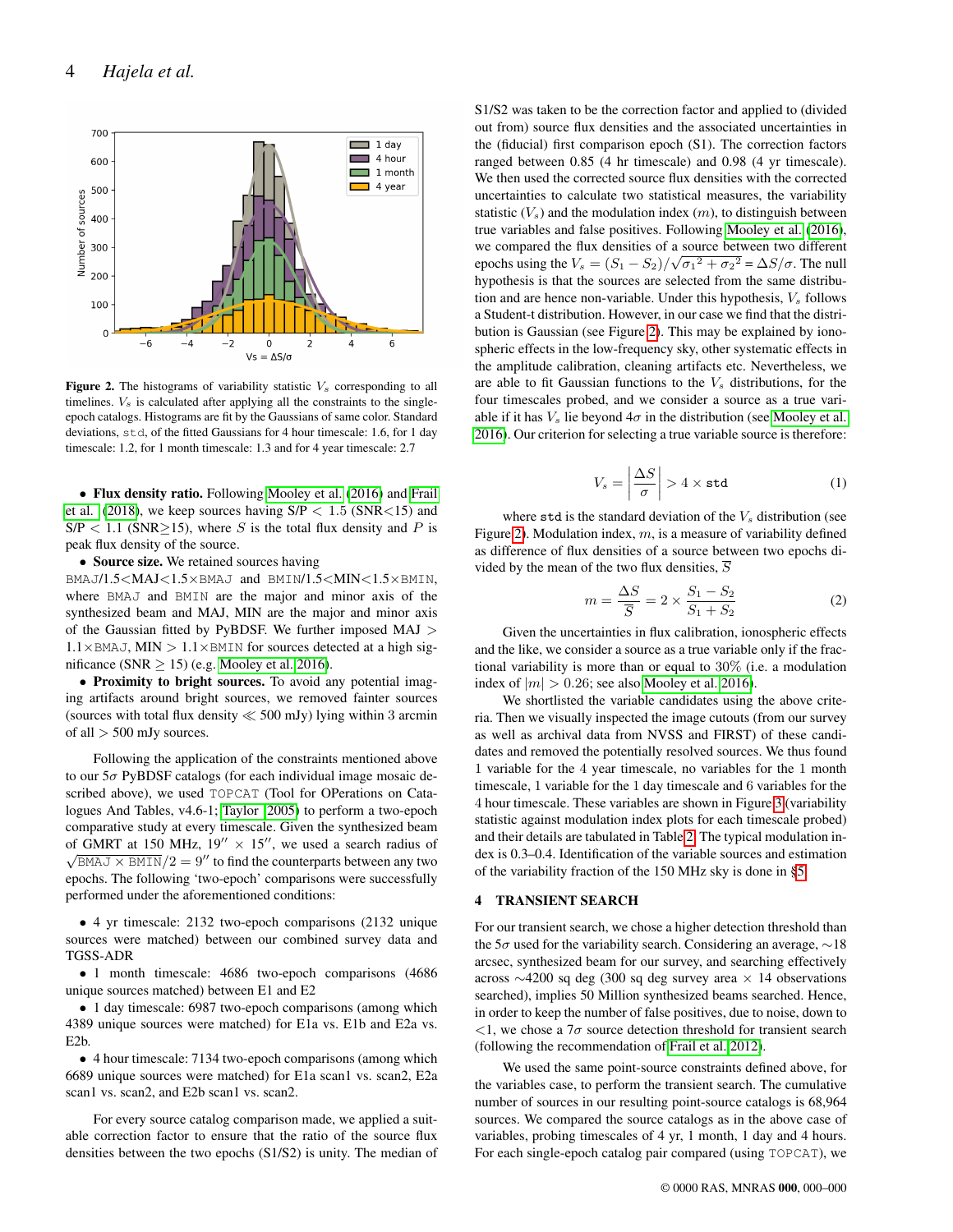Figure 2. The histograms of variability statistic $V_s$ corresponding to all timelines. $V_s$ is calculated after applying all the constraints to the single-epoch catalogs. Histograms are fit by the Gaussians of same color. Standard deviations, std, of the fitted Gaussians for 4 hour timescale: 1.6, for 1 day timescale: 1.2, for 1 month timescale: 1.3 and for 4 year timescale: 2.7

- **Flux density ratio.** Following Mooley et al. (2016) and Frail et al. (2018), we keep sources having S/P $<$ 1.5 (SNR$<$15) and S/P $<$ 1.1 (SNR$\geq$15), where $S$ is the total flux density and $P$ is peak flux density of the source.
- **Source size.** We retained sources having BMAJ/1.5$<$MAJ$<$1.5$\times$BMAJ and BMIN/1.5$<$MIN$<$1.5$\times$BMIN, where BMAJ and BMIN are the major and minor axis of the synthesized beam and MAJ, MIN are the major and minor axis of the Gaussian fitted by PyBDSF. We further imposed MAJ $>$ 1.1$\times$BMAJ, MIN $>$ 1.1$\times$BMIN for sources detected at a high significance (SNR $\geq$ 15) (e.g. Mooley et al. 2016).
- **Proximity to bright sources.** To avoid any potential imaging artifacts around bright sources, we removed fainter sources (sources with total flux density $\ll$ 500 mJy) lying within 3 arcmin of all $>$ 500 mJy sources.

Following the application of the constraints mentioned above to our $5\sigma$ PyBDSF catalogs (for each individual image mosaic described above), we used TOPCAT (Tool for OPerations on Catalogues And Tables, v4.6-1; Taylor 2005) to perform a two-epoch comparative study at every timescale. Given the synthesized beam of GMRT at 150 MHz, $19'' \times 15''$, we used a search radius of $\sqrt{\mathrm{BMAJ} \times \mathrm{BMIN}}/2 = 9''$ to find the counterparts between any two epochs. The following 'two-epoch' comparisons were successfully performed under the aforementioned conditions:

- 4 yr timescale: 2132 two-epoch comparisons (2132 unique sources were matched) between our combined survey data and TGSS-ADR
- 1 month timescale: 4686 two-epoch comparisons (4686 unique sources matched) between E1 and E2
- 1 day timescale: 6987 two-epoch comparisons (among which 4389 unique sources were matched) for E1a vs. E1b and E2a vs. E2b.
- 4 hour timescale: 7134 two-epoch comparisons (among which 6689 unique sources were matched) for E1a scan1 vs. scan2, E2a scan1 vs. scan2, and E2b scan1 vs. scan2.

For every source catalog comparison made, we applied a suitable correction factor to ensure that the ratio of the source flux densities between the two epochs (S1/S2) is unity. The median of S1/S2 was taken to be the correction factor and applied to (divided out from) source flux densities and the associated uncertainties in the (fiducial) first comparison epoch (S1). The correction factors ranged between 0.85 (4 hr timescale) and 0.98 (4 yr timescale). We then used the corrected source flux densities with the corrected uncertainties to calculate two statistical measures, the variability statistic ($V_s$) and the modulation index ($m$), to distinguish between true variables and false positives. Following Mooley et al. (2016), we compared the flux densities of a source between two different epochs using the $V_s = (S_1 - S_2)/\sqrt{\sigma_1{}^2 + \sigma_2{}^2} = \Delta S/\sigma$. The null hypothesis is that the sources are selected from the same distribution and are hence non-variable. Under this hypothesis, $V_s$ follows a Student-t distribution. However, in our case we find that the distribution is Gaussian (see Figure 2). This may be explained by ionospheric effects in the low-frequency sky, other systematic effects in the amplitude calibration, cleaning artifacts etc. Nevertheless, we are able to fit Gaussian functions to the $V_s$ distributions, for the four timescales probed, and we consider a source as a true variable only if it has $V_s$ lie beyond $4\sigma$ in the distribution (see Mooley et al. 2016). Our criterion for selecting a true variable source is therefore:

$$V_s = \left| \frac{\Delta S}{\sigma} \right| > 4 \times \mathtt{std} \quad (1)$$

where std is the standard deviation of the $V_s$ distribution (see Figure 2). Modulation index, $m$, is a measure of variability defined as difference of flux densities of a source between two epochs divided by the mean of the two flux densities, $\overline{S}$

$$m = \frac{\Delta S}{\overline{S}} = 2 \times \frac{S_1 - S_2}{S_1 + S_2} \quad (2)$$

Given the uncertainties in flux calibration, ionospheric effects and the like, we consider a source as a true variable only if the fractional variability is more than or equal to 30% (i.e. a modulation index of $|m| > 0.26$; see also Mooley et al. 2016).

We shortlisted the variable candidates using the above criteria. Then we visually inspected the image cutouts (from our survey as well as archival data from NVSS and FIRST) of these candidates and removed the potentially resolved sources. We thus found 1 variable for the 4 year timescale, no variables for the 1 month timescale, 1 variable for the 1 day timescale and 6 variables for the 4 hour timescale. These variables are shown in Figure 3 (variability statistic against modulation index plots for each timescale probed) and their details are tabulated in Table 2. The typical modulation index is 0.3–0.4. Identification of the variable sources and estimation of the variability fraction of the 150 MHz sky is done in §5.

## 4 TRANSIENT SEARCH

For our transient search, we chose a higher detection threshold than the $5\sigma$ used for the variability search. Considering an average, $\sim$18 arcsec, synthesized beam for our survey, and searching effectively across $\sim$4200 sq deg (300 sq deg survey area $\times$ 14 observations searched), implies 50 Million synthesized beams searched. Hence, in order to keep the number of false positives, due to noise, down to $<$1, we chose a $7\sigma$ source detection threshold for transient search (following the recommendation of Frail et al. 2012).

We used the same point-source constraints defined above, for the variables case, to perform the transient search. The cumulative number of sources in our resulting point-source catalogs is 68,964 sources. We compared the source catalogs as in the above case of variables, probing timescales of 4 yr, 1 month, 1 day and 4 hours. For each single-epoch catalog pair compared (using TOPCAT), we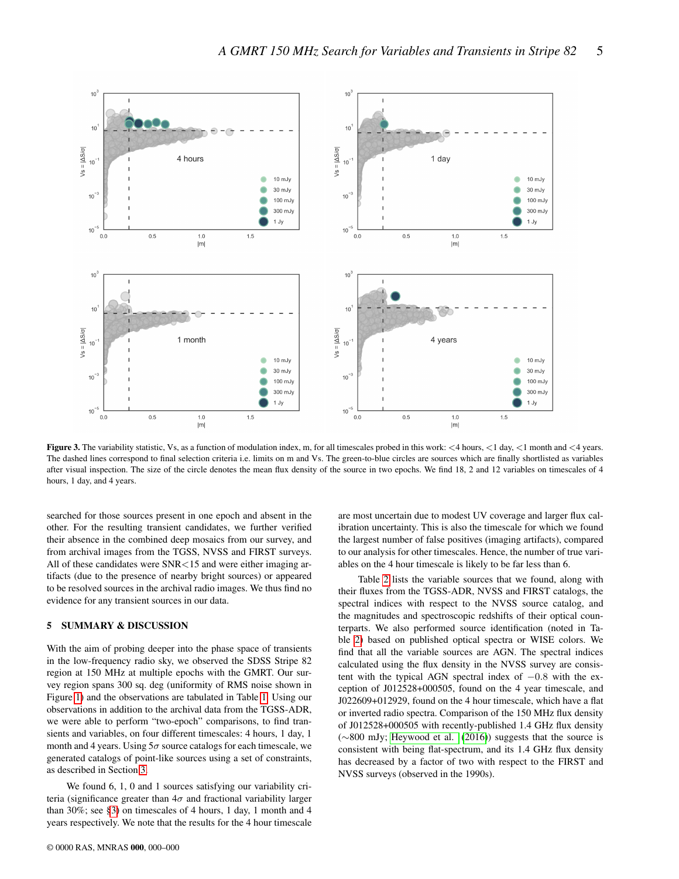**Figure 3.** The variability statistic, Vs, as a function of modulation index, m, for all timescales probed in this work: <4 hours, <1 day, <1 month and <4 years. The dashed lines correspond to final selection criteria i.e. limits on m and Vs. The green-to-blue circles are sources which are finally shortlisted as variables after visual inspection. The size of the circle denotes the mean flux density of the source in two epochs. We find 18, 2 and 12 variables on timescales of 4 hours, 1 day, and 4 years.

searched for those sources present in one epoch and absent in the other. For the resulting transient candidates, we further verified their absence in the combined deep mosaics from our survey, and from archival images from the TGSS, NVSS and FIRST surveys. All of these candidates were SNR<15 and were either imaging artifacts (due to the presence of nearby bright sources) or appeared to be resolved sources in the archival radio images. We thus find no evidence for any transient sources in our data.

## 5 SUMMARY & DISCUSSION

With the aim of probing deeper into the phase space of transients in the low-frequency radio sky, we observed the SDSS Stripe 82 region at 150 MHz at multiple epochs with the GMRT. Our survey region spans 300 sq. deg (uniformity of RMS noise shown in Figure 1) and the observations are tabulated in Table 1. Using our observations in addition to the archival data from the TGSS-ADR, we were able to perform "two-epoch" comparisons, to find transients and variables, on four different timescales: 4 hours, 1 day, 1 month and 4 years. Using $5\sigma$ source catalogs for each timescale, we generated catalogs of point-like sources using a set of constraints, as described in Section 3.

We found 6, 1, 0 and 1 sources satisfying our variability criteria (significance greater than $4\sigma$ and fractional variability larger than 30%; see §3) on timescales of 4 hours, 1 day, 1 month and 4 years respectively. We note that the results for the 4 hour timescale are most uncertain due to modest UV coverage and larger flux calibration uncertainty. This is also the timescale for which we found the largest number of false positives (imaging artifacts), compared to our analysis for other timescales. Hence, the number of true variables on the 4 hour timescale is likely to be far less than 6.

Table 2 lists the variable sources that we found, along with their fluxes from the TGSS-ADR, NVSS and FIRST catalogs, the spectral indices with respect to the NVSS source catalog, and the magnitudes and spectroscopic redshifts of their optical counterparts. We also performed source identification (noted in Table 2) based on published optical spectra or WISE colors. We find that all the variable sources are AGN. The spectral indices calculated using the flux density in the NVSS survey are consistent with the typical AGN spectral index of $-0.8$ with the exception of J012528+000505, found on the 4 year timescale, and J022609+012929, found on the 4 hour timescale, which have a flat or inverted radio spectra. Comparison of the 150 MHz flux density of J012528+000505 with recently-published 1.4 GHz flux density ($\sim$800 mJy; Heywood et al. (2016)) suggests that the source is consistent with being flat-spectrum, and its 1.4 GHz flux density has decreased by a factor of two with respect to the FIRST and NVSS surveys (observed in the 1990s).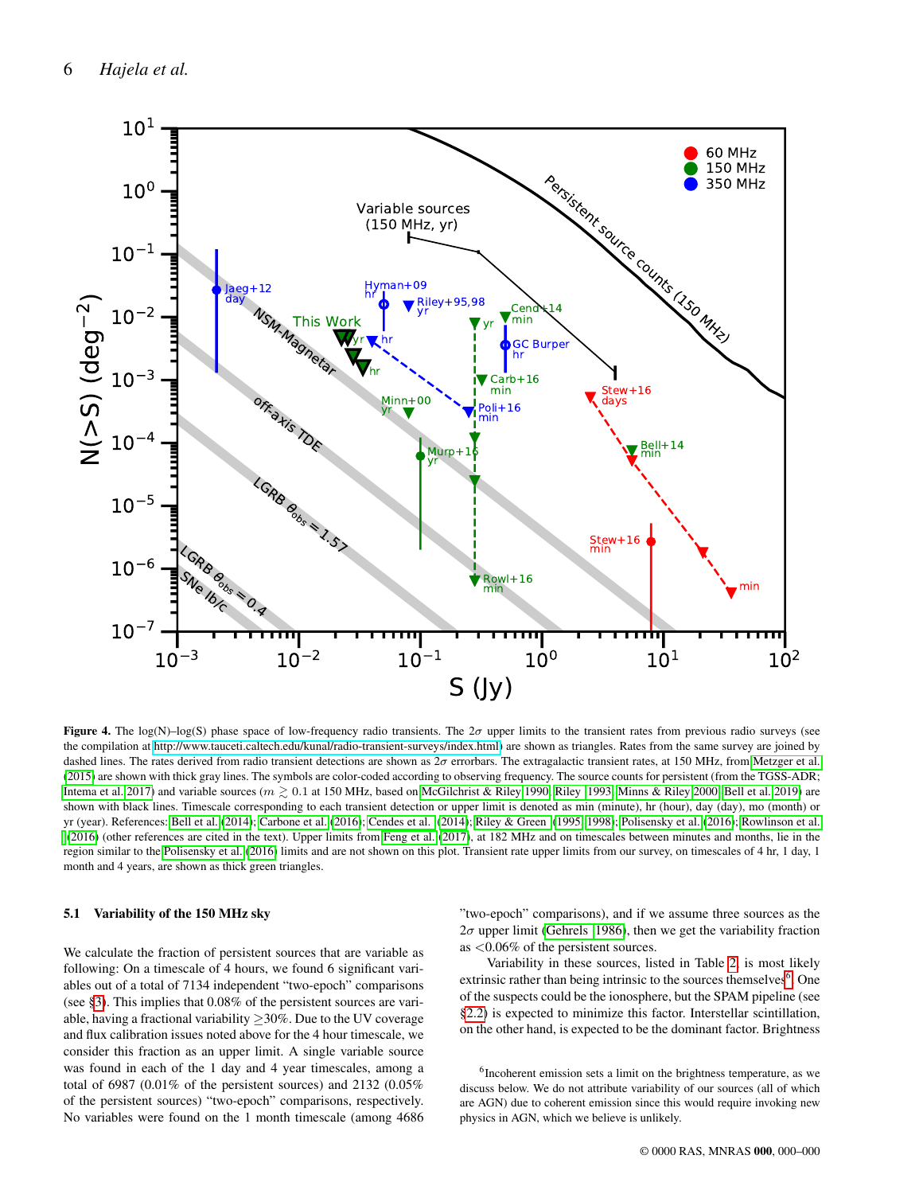**Figure 4.** The log(N)–log(S) phase space of low-frequency radio transients. The $2\sigma$ upper limits to the transient rates from previous radio surveys (see the compilation at http://www.tauceti.caltech.edu/kunal/radio-transient-surveys/index.html) are shown as triangles. Rates from the same survey are joined by dashed lines. The rates derived from radio transient detections are shown as $2\sigma$ errorbars. The extragalactic transient rates, at 150 MHz, from Metzger et al. (2015) are shown with thick gray lines. The symbols are color-coded according to observing frequency. The source counts for persistent (from the TGSS-ADR; Intema et al. 2017) and variable sources ($m \gtrsim 0.1$ at 150 MHz, based on McGilchrist & Riley 1990; Riley 1993; Minns & Riley 2000; Bell et al. 2019) are shown with black lines. Timescale corresponding to each transient detection or upper limit is denoted as min (minute), hr (hour), day (day), mo (month) or yr (year). References: Bell et al. (2014); Carbone et al. (2016); Cendes et al. (2014); Riley & Green (1995, 1998); Polisensky et al. (2016); Rowlinson et al. (2016) (other references are cited in the text). Upper limits from Feng et al. (2017), at 182 MHz and on timescales between minutes and months, lie in the region similar to the Polisensky et al. (2016) limits and are not shown on this plot. Transient rate upper limits from our survey, on timescales of 4 hr, 1 day, 1 month and 4 years, are shown as thick green triangles.

### 5.1 Variability of the 150 MHz sky

We calculate the fraction of persistent sources that are variable as following: On a timescale of 4 hours, we found 6 significant variables out of a total of 7134 independent "two-epoch" comparisons (see §3). This implies that 0.08% of the persistent sources are variable, having a fractional variability ≥30%. Due to the UV coverage and flux calibration issues noted above for the 4 hour timescale, we consider this fraction as an upper limit. A single variable source was found in each of the 1 day and 4 year timescales, among a total of 6987 (0.01% of the persistent sources) and 2132 (0.05% of the persistent sources) "two-epoch" comparisons, respectively. No variables were found on the 1 month timescale (among 4686 "two-epoch" comparisons), and if we assume three sources as the $2\sigma$ upper limit (Gehrels 1986), then we get the variability fraction as <0.06% of the persistent sources.

Variability in these sources, listed in Table 2, is most likely extrinsic rather than being intrinsic to the sources themselves[6]. One of the suspects could be the ionosphere, but the SPAM pipeline (see §2.2) is expected to minimize this factor. Interstellar scintillation, on the other hand, is expected to be the dominant factor. Brightness

[6] Incoherent emission sets a limit on the brightness temperature, as we discuss below. We do not attribute variability of our sources (all of which are AGN) due to coherent emission since this would require invoking new physics in AGN, which we believe is unlikely.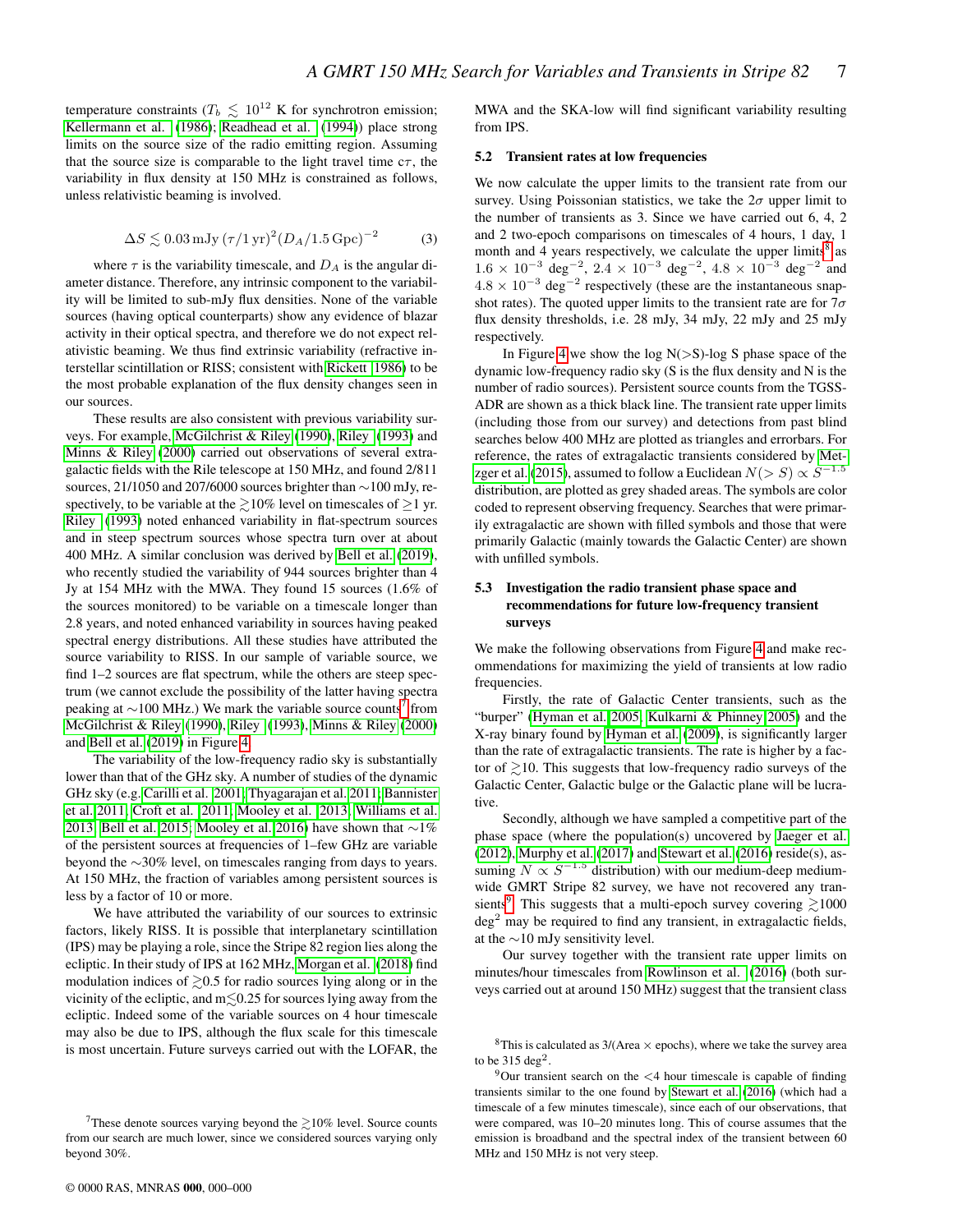temperature constraints ($T_b \lesssim 10^{12}$ K for synchrotron emission; Kellermann et al. (1986); Readhead et al. (1994)) place strong limits on the source size of the radio emitting region. Assuming that the source size is comparable to the light travel time $c\tau$, the variability in flux density at 150 MHz is constrained as follows, unless relativistic beaming is involved.

$$\Delta S \lesssim 0.03\,\mathrm{mJy}\,(\tau/1\,\mathrm{yr})^2(D_A/1.5\,\mathrm{Gpc})^{-2} \qquad (3)$$

where $\tau$ is the variability timescale, and $D_A$ is the angular diameter distance. Therefore, any intrinsic component to the variability will be limited to sub-mJy flux densities. None of the variable sources (having optical counterparts) show any evidence of blazar activity in their optical spectra, and therefore we do not expect relativistic beaming. We thus find extrinsic variability (refractive interstellar scintillation or RISS; consistent with Rickett 1986) to be the most probable explanation of the flux density changes seen in our sources.

These results are also consistent with previous variability surveys. For example, McGilchrist & Riley (1990), Riley (1993) and Minns & Riley (2000) carried out observations of several extragalactic fields with the Rile telescope at 150 MHz, and found 2/811 sources, 21/1050 and 207/6000 sources brighter than ∼100 mJy, respectively, to be variable at the $\gtrsim$10% level on timescales of ≥1 yr. Riley (1993) noted enhanced variability in flat-spectrum sources and in steep spectrum sources whose spectra turn over at about 400 MHz. A similar conclusion was derived by Bell et al. (2019), who recently studied the variability of 944 sources brighter than 4 Jy at 154 MHz with the MWA. They found 15 sources (1.6% of the sources monitored) to be variable on a timescale longer than 2.8 years, and noted enhanced variability in sources having peaked spectral energy distributions. All these studies have attributed the source variability to RISS. In our sample of variable source, we find 1–2 sources are flat spectrum, while the others are steep spectrum (we cannot exclude the possibility of the latter having spectra peaking at ∼100 MHz.) We mark the variable source counts[7] from McGilchrist & Riley (1990), Riley (1993), Minns & Riley (2000) and Bell et al. (2019) in Figure 4.

The variability of the low-frequency radio sky is substantially lower than that of the GHz sky. A number of studies of the dynamic GHz sky (e.g. Carilli et al. 2001; Thyagarajan et al. 2011; Bannister et al. 2011; Croft et al. 2011; Mooley et al. 2013; Williams et al. 2013; Bell et al. 2015; Mooley et al. 2016) have shown that ∼1% of the persistent sources at frequencies of 1–few GHz are variable beyond the ∼30% level, on timescales ranging from days to years. At 150 MHz, the fraction of variables among persistent sources is less by a factor of 10 or more.

We have attributed the variability of our sources to extrinsic factors, likely RISS. It is possible that interplanetary scintillation (IPS) may be playing a role, since the Stripe 82 region lies along the ecliptic. In their study of IPS at 162 MHz, Morgan et al. (2018) find modulation indices of $\gtrsim$0.5 for radio sources lying along or in the vicinity of the ecliptic, and m$\lesssim$0.25 for sources lying away from the ecliptic. Indeed some of the variable sources on 4 hour timescale may also be due to IPS, although the flux scale for this timescale is most uncertain. Future surveys carried out with the LOFAR, the MWA and the SKA-low will find significant variability resulting from IPS.

[7] These denote sources varying beyond the $\gtrsim$10% level. Source counts from our search are much lower, since we considered sources varying only beyond 30%.

### 5.2 Transient rates at low frequencies

We now calculate the upper limits to the transient rate from our survey. Using Poissonian statistics, we take the 2$\sigma$ upper limit to the number of transients as 3. Since we have carried out 6, 4, 2 and 2 two-epoch comparisons on timescales of 4 hours, 1 day, 1 month and 4 years respectively, we calculate the upper limits[8] as $1.6\times10^{-3}$ deg$^{-2}$, $2.4\times10^{-3}$ deg$^{-2}$, $4.8\times10^{-3}$ deg$^{-2}$ and $4.8\times10^{-3}$ deg$^{-2}$ respectively (these are the instantaneous snapshot rates). The quoted upper limits to the transient rate are for 7$\sigma$ flux density thresholds, i.e. 28 mJy, 34 mJy, 22 mJy and 25 mJy respectively.

In Figure 4 we show the log N(>S)-log S phase space of the dynamic low-frequency radio sky (S is the flux density and N is the number of radio sources). Persistent source counts from the TGSS-ADR are shown as a thick black line. The transient rate upper limits (including those from our survey) and detections from past blind searches below 400 MHz are plotted as triangles and errorbars. For reference, the rates of extragalactic transients considered by Metzger et al. (2015), assumed to follow a Euclidean $N(>S) \propto S^{-1.5}$ distribution, are plotted as grey shaded areas. The symbols are color coded to represent observing frequency. Searches that were primarily extragalactic are shown with filled symbols and those that were primarily Galactic (mainly towards the Galactic Center) are shown with unfilled symbols.

### 5.3 Investigation the radio transient phase space and recommendations for future low-frequency transient surveys

We make the following observations from Figure 4 and make recommendations for maximizing the yield of transients at low radio frequencies.

Firstly, the rate of Galactic Center transients, such as the "burper" (Hyman et al. 2005; Kulkarni & Phinney 2005) and the X-ray binary found by Hyman et al. (2009), is significantly larger than the rate of extragalactic transients. The rate is higher by a factor of $\gtrsim$10. This suggests that low-frequency radio surveys of the Galactic Center, Galactic bulge or the Galactic plane will be lucrative.

Secondly, although we have sampled a competitive part of the phase space (where the population(s) uncovered by Jaeger et al. (2012), Murphy et al. (2017) and Stewart et al. (2016) reside(s), assuming $N \propto S^{-1.5}$ distribution) with our medium-deep medium-wide GMRT Stripe 82 survey, we have not recovered any transients[9]. This suggests that a multi-epoch survey covering $\gtrsim$1000 deg$^2$ may be required to find any transient, in extragalactic fields, at the ∼10 mJy sensitivity level.

Our survey together with the transient rate upper limits on minutes/hour timescales from Rowlinson et al. (2016) (both surveys carried out at around 150 MHz) suggest that the transient class

[8] This is calculated as 3/(Area × epochs), where we take the survey area to be 315 deg$^2$.

[9] Our transient search on the <4 hour timescale is capable of finding transients similar to the one found by Stewart et al. (2016) (which had a timescale of a few minutes timescale), since each of our observations, that were compared, was 10–20 minutes long. This of course assumes that the emission is broadband and the spectral index of the transient between 60 MHz and 150 MHz is not very steep.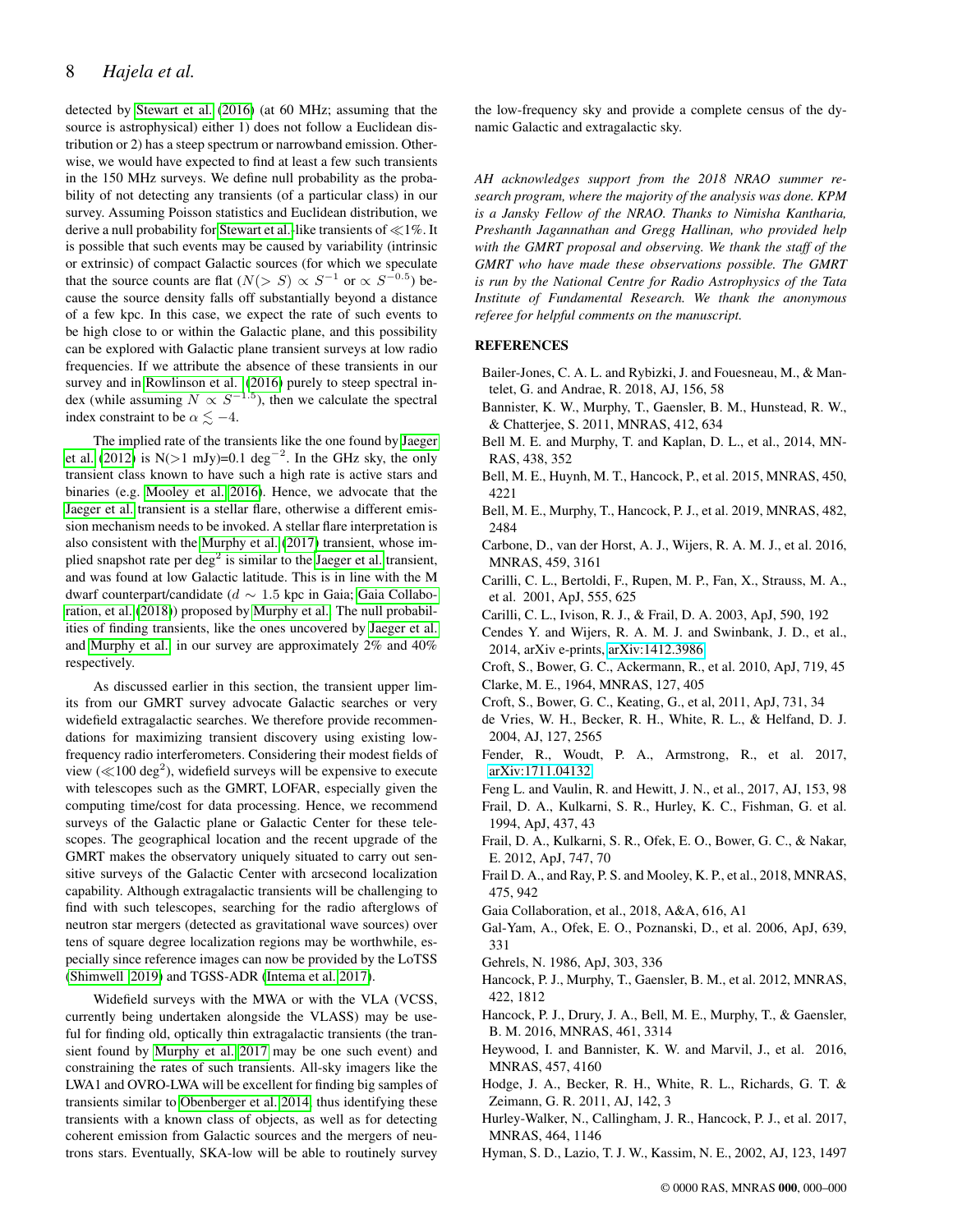detected by Stewart et al. (2016) (at 60 MHz; assuming that the source is astrophysical) either 1) does not follow a Euclidean distribution or 2) has a steep spectrum or narrowband emission. Otherwise, we would have expected to find at least a few such transients in the 150 MHz surveys. We define null probability as the probability of not detecting any transients (of a particular class) in our survey. Assuming Poisson statistics and Euclidean distribution, we derive a null probability for Stewart et al.-like transients of $\ll$1%. It is possible that such events may be caused by variability (intrinsic or extrinsic) of compact Galactic sources (for which we speculate that the source counts are flat ($N(>S) \propto S^{-1}$ or $\propto S^{-0.5}$) because the source density falls off substantially beyond a distance of a few kpc. In this case, we expect the rate of such events to be high close to or within the Galactic plane, and this possibility can be explored with Galactic plane transient surveys at low radio frequencies. If we attribute the absence of these transients in our survey and in Rowlinson et al. (2016) purely to steep spectral index (while assuming $N \propto S^{-1.5}$), then we calculate the spectral index constraint to be $\alpha \lesssim -4$.

The implied rate of the transients like the one found by Jaeger et al. (2012) is N(>1 mJy)=0.1 deg$^{-2}$. In the GHz sky, the only transient class known to have such a high rate is active stars and binaries (e.g. Mooley et al. 2016). Hence, we advocate that the Jaeger et al. transient is a stellar flare, otherwise a different emission mechanism needs to be invoked. A stellar flare interpretation is also consistent with the Murphy et al. (2017) transient, whose implied snapshot rate per deg$^2$ is similar to the Jaeger et al. transient, and was found at low Galactic latitude. This is in line with the M dwarf counterpart/candidate ($d \sim 1.5$ kpc in Gaia; Gaia Collaboration, et al. (2018)) proposed by Murphy et al. The null probabilities of finding transients, like the ones uncovered by Jaeger et al. and Murphy et al. in our survey are approximately 2% and 40% respectively.

As discussed earlier in this section, the transient upper limits from our GMRT survey advocate Galactic searches or very widefield extragalactic searches. We therefore provide recommendations for maximizing transient discovery using existing low-frequency radio interferometers. Considering their modest fields of view ($\ll$100 deg$^2$), widefield surveys will be expensive to execute with telescopes such as the GMRT, LOFAR, especially given the computing time/cost for data processing. Hence, we recommend surveys of the Galactic plane or Galactic Center for these telescopes. The geographical location and the recent upgrade of the GMRT makes the observatory uniquely situated to carry out sensitive surveys of the Galactic Center with arcsecond localization capability. Although extragalactic transients will be challenging to find with such telescopes, searching for the radio afterglows of neutron star mergers (detected as gravitational wave sources) over tens of square degree localization regions may be worthwhile, especially since reference images can now be provided by the LoTSS (Shimwell 2019) and TGSS-ADR (Intema et al. 2017).

Widefield surveys with the MWA or with the VLA (VCSS, currently being undertaken alongside the VLASS) may be useful for finding old, optically thin extragalactic transients (the transient found by Murphy et al. 2017 may be one such event) and constraining the rates of such transients. All-sky imagers like the LWA1 and OVRO-LWA will be excellent for finding big samples of transients similar to Obenberger et al. 2014, thus identifying these transients with a known class of objects, as well as for detecting coherent emission from Galactic sources and the mergers of neutrons stars. Eventually, SKA-low will be able to routinely survey the low-frequency sky and provide a complete census of the dynamic Galactic and extragalactic sky.

*AH acknowledges support from the 2018 NRAO summer research program, where the majority of the analysis was done. KPM is a Jansky Fellow of the NRAO. Thanks to Nimisha Kantharia, Preshanth Jagannathan and Gregg Hallinan, who provided help with the GMRT proposal and observing. We thank the staff of the GMRT who have made these observations possible. The GMRT is run by the National Centre for Radio Astrophysics of the Tata Institute of Fundamental Research. We thank the anonymous referee for helpful comments on the manuscript.*

## REFERENCES

Bailer-Jones, C. A. L. and Rybizki, J. and Fouesneau, M., & Mantelet, G. and Andrae, R. 2018, AJ, 156, 58

Bannister, K. W., Murphy, T., Gaensler, B. M., Hunstead, R. W., & Chatterjee, S. 2011, MNRAS, 412, 634

Bell M. E. and Murphy, T. and Kaplan, D. L., et al., 2014, MNRAS, 438, 352

Bell, M. E., Huynh, M. T., Hancock, P., et al. 2015, MNRAS, 450, 4221

Bell, M. E., Murphy, T., Hancock, P. J., et al. 2019, MNRAS, 482, 2484

Carbone, D., van der Horst, A. J., Wijers, R. A. M. J., et al. 2016, MNRAS, 459, 3161

Carilli, C. L., Bertoldi, F., Rupen, M. P., Fan, X., Strauss, M. A., et al. 2001, ApJ, 555, 625

Carilli, C. L., Ivison, R. J., & Frail, D. A. 2003, ApJ, 590, 192

Cendes Y. and Wijers, R. A. M. J. and Swinbank, J. D., et al., 2014, arXiv e-prints, arXiv:1412.3986

Croft, S., Bower, G. C., Ackermann, R., et al. 2010, ApJ, 719, 45

Clarke, M. E., 1964, MNRAS, 127, 405

Croft, S., Bower, G. C., Keating, G., et al, 2011, ApJ, 731, 34

de Vries, W. H., Becker, R. H., White, R. L., & Helfand, D. J. 2004, AJ, 127, 2565

Fender, R., Woudt, P. A., Armstrong, R., et al. 2017, arXiv:1711.04132

Feng L. and Vaulin, R. and Hewitt, J. N., et al., 2017, AJ, 153, 98

Frail, D. A., Kulkarni, S. R., Hurley, K. C., Fishman, G. et al. 1994, ApJ, 437, 43

Frail, D. A., Kulkarni, S. R., Ofek, E. O., Bower, G. C., & Nakar, E. 2012, ApJ, 747, 70

Frail D. A., and Ray, P. S. and Mooley, K. P., et al., 2018, MNRAS, 475, 942

Gaia Collaboration, et al., 2018, A&A, 616, A1

Gal-Yam, A., Ofek, E. O., Poznanski, D., et al. 2006, ApJ, 639, 331

Gehrels, N. 1986, ApJ, 303, 336

Hancock, P. J., Murphy, T., Gaensler, B. M., et al. 2012, MNRAS, 422, 1812

Hancock, P. J., Drury, J. A., Bell, M. E., Murphy, T., & Gaensler, B. M. 2016, MNRAS, 461, 3314

Heywood, I. and Bannister, K. W. and Marvil, J., et al. 2016, MNRAS, 457, 4160

Hodge, J. A., Becker, R. H., White, R. L., Richards, G. T. & Zeimann, G. R. 2011, AJ, 142, 3

Hurley-Walker, N., Callingham, J. R., Hancock, P. J., et al. 2017, MNRAS, 464, 1146

Hyman, S. D., Lazio, T. J. W., Kassim, N. E., 2002, AJ, 123, 1497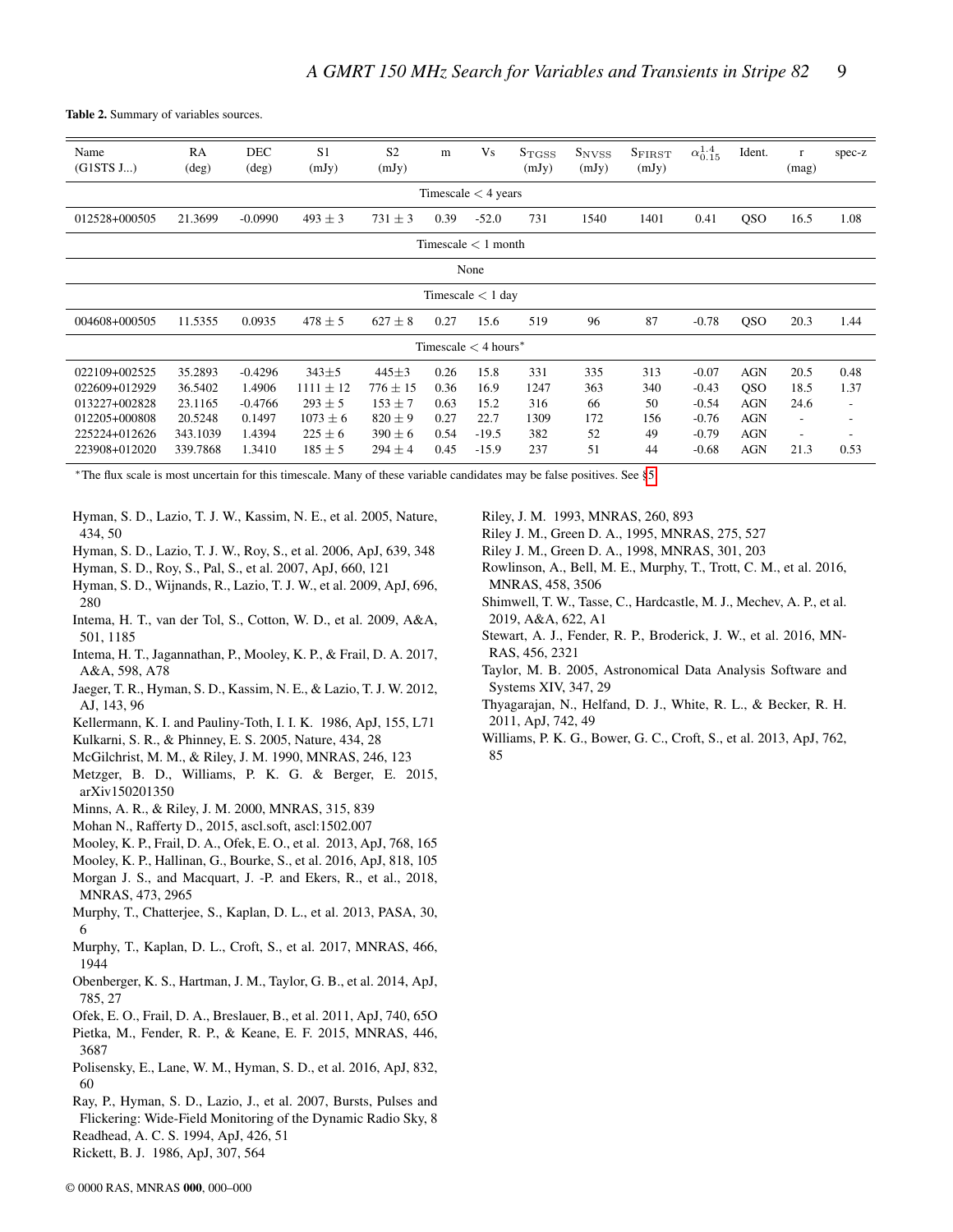**Table 2.** Summary of variables sources.

| Name (G1STS J...) | RA (deg) | DEC (deg) | S1 (mJy) | S2 (mJy) | m | Vs | $S_{TGSS}$ (mJy) | $S_{NVSS}$ (mJy) | $S_{FIRST}$ (mJy) | $\alpha_{0.15}^{1.4}$ | Ident. | r (mag) | spec-z |
|---|---|---|---|---|---|---|---|---|---|---|---|---|---|
| | | | | | | Timescale < 4 years | | | | | | | |
| 012528+000505 | 21.3699 | -0.0990 | $493 \pm 3$ | $731 \pm 3$ | 0.39 | -52.0 | 731 | 1540 | 1401 | 0.41 | QSO | 16.5 | 1.08 |
| | | | | | | Timescale < 1 month | | | | | | | |
| | | | | | | None | | | | | | | |
| | | | | | | Timescale < 1 day | | | | | | | |
| 004608+000505 | 11.5355 | 0.0935 | $478 \pm 5$ | $627 \pm 8$ | 0.27 | 15.6 | 519 | 96 | 87 | -0.78 | QSO | 20.3 | 1.44 |
| | | | | | | Timescale < 4 hours* | | | | | | | |
| 022109+002525 | 35.2893 | -0.4296 | $343 \pm 5$ | $445 \pm 3$ | 0.26 | 15.8 | 331 | 335 | 313 | -0.07 | AGN | 20.5 | 0.48 |
| 022609+012929 | 36.5402 | 1.4906 | $1111 \pm 12$ | $776 \pm 15$ | 0.36 | 16.9 | 1247 | 363 | 340 | -0.43 | QSO | 18.5 | 1.37 |
| 013227+002828 | 23.1165 | -0.4766 | $293 \pm 5$ | $153 \pm 7$ | 0.63 | 15.2 | 316 | 66 | 50 | -0.54 | AGN | 24.6 | - |
| 012205+000808 | 20.5248 | 0.1497 | $1073 \pm 6$ | $820 \pm 9$ | 0.27 | 22.7 | 1309 | 172 | 156 | -0.76 | AGN | - | - |
| 225224+012626 | 343.1039 | 1.4394 | $225 \pm 6$ | $390 \pm 6$ | 0.54 | -19.5 | 382 | 52 | 49 | -0.79 | AGN | - | - |
| 223908+012020 | 339.7868 | 1.3410 | $185 \pm 5$ | $294 \pm 4$ | 0.45 | -15.9 | 237 | 51 | 44 | -0.68 | AGN | 21.3 | 0.53 |

*The flux scale is most uncertain for this timescale. Many of these variable candidates may be false positives. See §5.

Hyman, S. D., Lazio, T. J. W., Kassim, N. E., et al. 2005, Nature, 434, 50
Hyman, S. D., Lazio, T. J. W., Roy, S., et al. 2006, ApJ, 639, 348
Hyman, S. D., Roy, S., Pal, S., et al. 2007, ApJ, 660, 121
Hyman, S. D., Wijnands, R., Lazio, T. J. W., et al. 2009, ApJ, 696, 280
Intema, H. T., van der Tol, S., Cotton, W. D., et al. 2009, A&A, 501, 1185
Intema, H. T., Jagannathan, P., Mooley, K. P., & Frail, D. A. 2017, A&A, 598, A78
Jaeger, T. R., Hyman, S. D., Kassim, N. E., & Lazio, T. J. W. 2012, AJ, 143, 96
Kellermann, K. I. and Pauliny-Toth, I. I. K. 1986, ApJ, 155, L71
Kulkarni, S. R., & Phinney, E. S. 2005, Nature, 434, 28
McGilchrist, M. M., & Riley, J. M. 1990, MNRAS, 246, 123
Metzger, B. D., Williams, P. K. G. & Berger, E. 2015, arXiv150201350
Minns, A. R., & Riley, J. M. 2000, MNRAS, 315, 839
Mohan N., Rafferty D., 2015, ascl.soft, ascl:1502.007
Mooley, K. P., Frail, D. A., Ofek, E. O., et al. 2013, ApJ, 768, 165
Mooley, K. P., Hallinan, G., Bourke, S., et al. 2016, ApJ, 818, 105
Morgan J. S., and Macquart, J. -P. and Ekers, R., et al., 2018, MNRAS, 473, 2965
Murphy, T., Chatterjee, S., Kaplan, D. L., et al. 2013, PASA, 30, 6
Murphy, T., Kaplan, D. L., Croft, S., et al. 2017, MNRAS, 466, 1944
Obenberger, K. S., Hartman, J. M., Taylor, G. B., et al. 2014, ApJ, 785, 27
Ofek, E. O., Frail, D. A., Breslauer, B., et al. 2011, ApJ, 740, 65O
Pietka, M., Fender, R. P., & Keane, E. F. 2015, MNRAS, 446, 3687
Polisensky, E., Lane, W. M., Hyman, S. D., et al. 2016, ApJ, 832, 60
Ray, P., Hyman, S. D., Lazio, J., et al. 2007, Bursts, Pulses and Flickering: Wide-Field Monitoring of the Dynamic Radio Sky, 8
Readhead, A. C. S. 1994, ApJ, 426, 51
Rickett, B. J. 1986, ApJ, 307, 564
Riley, J. M. 1993, MNRAS, 260, 893
Riley J. M., Green D. A., 1995, MNRAS, 275, 527
Riley J. M., Green D. A., 1998, MNRAS, 301, 203
Rowlinson, A., Bell, M. E., Murphy, T., Trott, C. M., et al. 2016, MNRAS, 458, 3506
Shimwell, T. W., Tasse, C., Hardcastle, M. J., Mechev, A. P., et al. 2019, A&A, 622, A1
Stewart, A. J., Fender, R. P., Broderick, J. W., et al. 2016, MNRAS, 456, 2321
Taylor, M. B. 2005, Astronomical Data Analysis Software and Systems XIV, 347, 29
Thyagarajan, N., Helfand, D. J., White, R. L., & Becker, R. H. 2011, ApJ, 742, 49
Williams, P. K. G., Bower, G. C., Croft, S., et al. 2013, ApJ, 762, 85